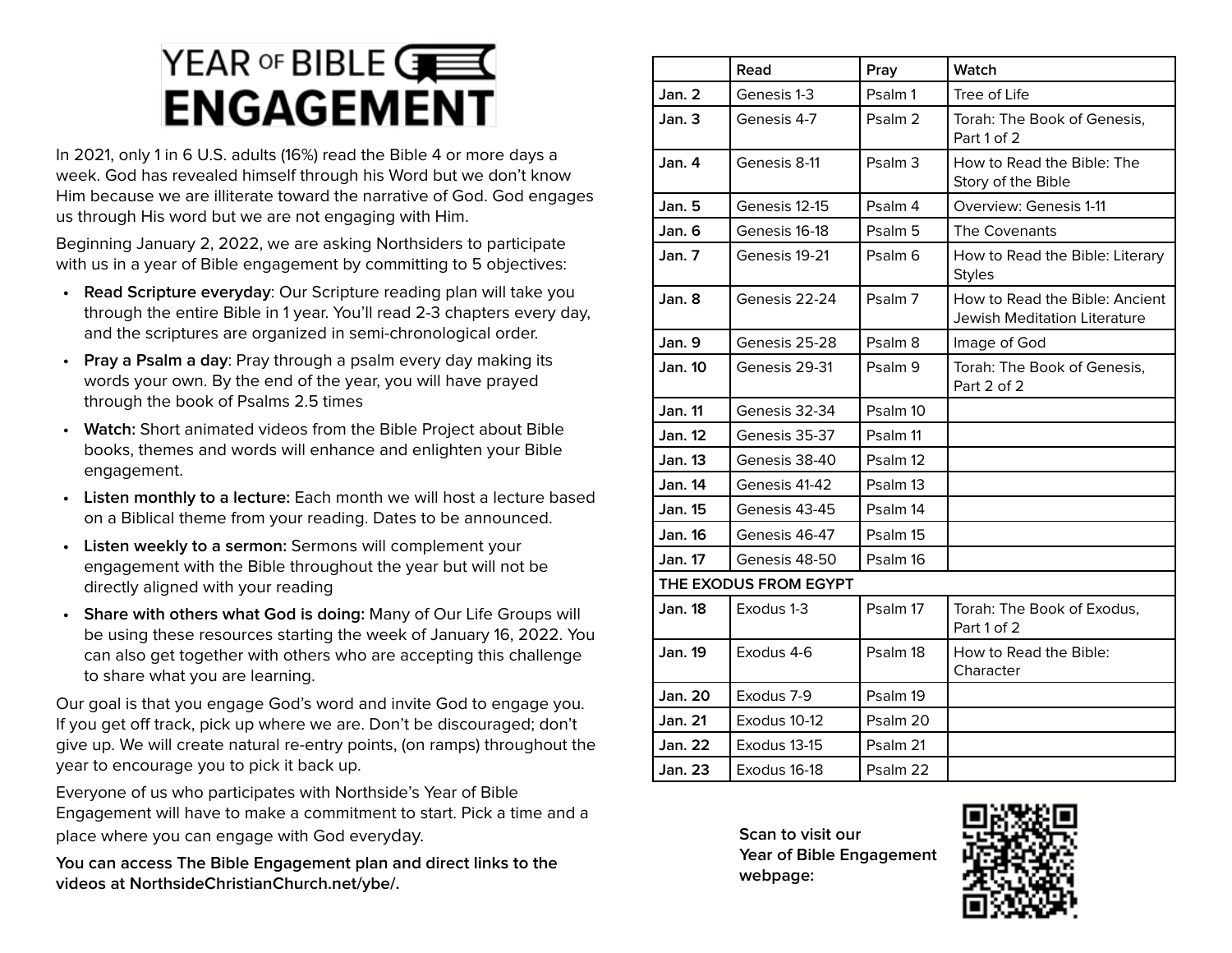# YEAR OF BIBLE ENGAGEMENT

In 2021, only 1 in 6 U.S. adults (16%) read the Bible 4 or more days a week. God has revealed himself through his Word but we don't know Him because we are illiterate toward the narrative of God. God engages us through His word but we are not engaging with Him.

Beginning January 2, 2022, we are asking Northsiders to participate with us in a year of Bible engagement by committing to 5 objectives:

- **Read Scripture everyday**: Our Scripture reading plan will take you through the entire Bible in 1 year. You'll read 2-3 chapters every day, and the scriptures are organized in semi-chronological order.
- **Pray a Psalm a day**: Pray through a psalm every day making its words your own. By the end of the year, you will have prayed through the book of Psalms 2.5 times
- **Watch:** Short animated videos from the Bible Project about Bible books, themes and words will enhance and enlighten your Bible engagement.
- **Listen monthly to a lecture:** Each month we will host a lecture based on a Biblical theme from your reading. Dates to be announced.
- **Listen weekly to a sermon:** Sermons will complement your engagement with the Bible throughout the year but will not be directly aligned with your reading
- **Share with others what God is doing:** Many of Our Life Groups will be using these resources starting the week of January 16, 2022. You can also get together with others who are accepting this challenge to share what you are learning.

Our goal is that you engage God's word and invite God to engage you. If you get off track, pick up where we are. Don't be discouraged; don't give up. We will create natural re-entry points, (on ramps) throughout the year to encourage you to pick it back up.

Everyone of us who participates with Northside's Year of Bible Engagement will have to make a commitment to start. Pick a time and a place where you can engage with God everyday.

**You can access The Bible Engagement plan and direct links to the videos at NorthsideChristianChurch.net/ybe/.**

| | Read | Pray | Watch |
|---|---|---|---|
| **Jan. 2** | Genesis 1-3 | Psalm 1 | Tree of Life |
| **Jan. 3** | Genesis 4-7 | Psalm 2 | Torah: The Book of Genesis, Part 1 of 2 |
| **Jan. 4** | Genesis 8-11 | Psalm 3 | How to Read the Bible: The Story of the Bible |
| **Jan. 5** | Genesis 12-15 | Psalm 4 | Overview: Genesis 1-11 |
| **Jan. 6** | Genesis 16-18 | Psalm 5 | The Covenants |
| **Jan. 7** | Genesis 19-21 | Psalm 6 | How to Read the Bible: Literary Styles |
| **Jan. 8** | Genesis 22-24 | Psalm 7 | How to Read the Bible: Ancient Jewish Meditation Literature |
| **Jan. 9** | Genesis 25-28 | Psalm 8 | Image of God |
| **Jan. 10** | Genesis 29-31 | Psalm 9 | Torah: The Book of Genesis, Part 2 of 2 |
| **Jan. 11** | Genesis 32-34 | Psalm 10 | |
| **Jan. 12** | Genesis 35-37 | Psalm 11 | |
| **Jan. 13** | Genesis 38-40 | Psalm 12 | |
| **Jan. 14** | Genesis 41-42 | Psalm 13 | |
| **Jan. 15** | Genesis 43-45 | Psalm 14 | |
| **Jan. 16** | Genesis 46-47 | Psalm 15 | |
| **Jan. 17** | Genesis 48-50 | Psalm 16 | |
| **THE EXODUS FROM EGYPT** | | | |
| **Jan. 18** | Exodus 1-3 | Psalm 17 | Torah: The Book of Exodus, Part 1 of 2 |
| **Jan. 19** | Exodus 4-6 | Psalm 18 | How to Read the Bible: Character |
| **Jan. 20** | Exodus 7-9 | Psalm 19 | |
| **Jan. 21** | Exodus 10-12 | Psalm 20 | |
| **Jan. 22** | Exodus 13-15 | Psalm 21 | |
| **Jan. 23** | Exodus 16-18 | Psalm 22 | |

**Scan to visit our Year of Bible Engagement webpage:**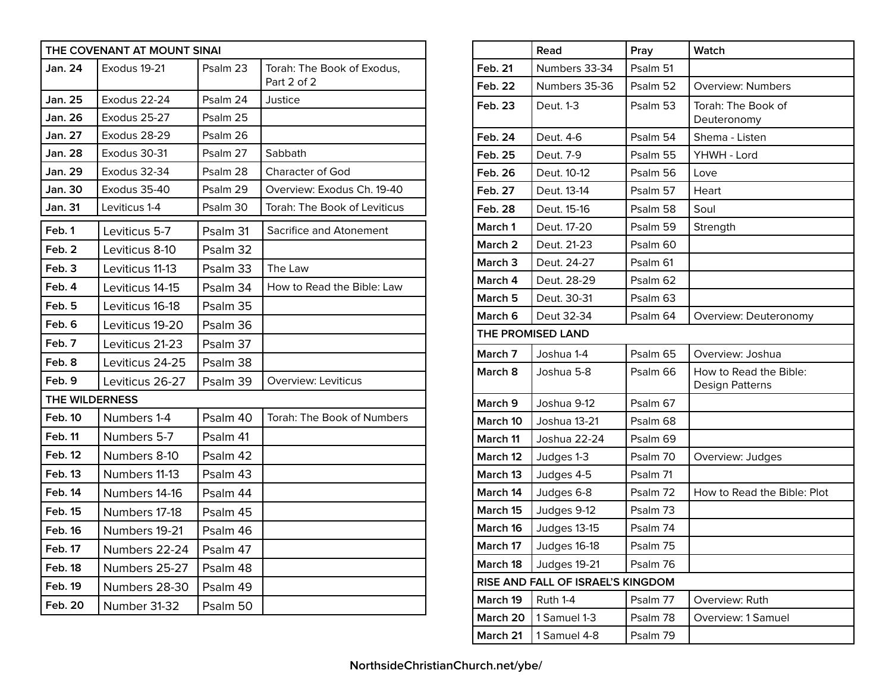| THE COVENANT AT MOUNT SINAI | | | |
|---|---|---|---|
| **Jan. 24** | Exodus 19-21 | Psalm 23 | Torah: The Book of Exodus, Part 2 of 2 |
| **Jan. 25** | Exodus 22-24 | Psalm 24 | Justice |
| **Jan. 26** | Exodus 25-27 | Psalm 25 | |
| **Jan. 27** | Exodus 28-29 | Psalm 26 | |
| **Jan. 28** | Exodus 30-31 | Psalm 27 | Sabbath |
| **Jan. 29** | Exodus 32-34 | Psalm 28 | Character of God |
| **Jan. 30** | Exodus 35-40 | Psalm 29 | Overview: Exodus Ch. 19-40 |
| **Jan. 31** | Leviticus 1-4 | Psalm 30 | Torah: The Book of Leviticus |
| **Feb. 1** | Leviticus 5-7 | Psalm 31 | Sacrifice and Atonement |
| **Feb. 2** | Leviticus 8-10 | Psalm 32 | |
| **Feb. 3** | Leviticus 11-13 | Psalm 33 | The Law |
| **Feb. 4** | Leviticus 14-15 | Psalm 34 | How to Read the Bible: Law |
| **Feb. 5** | Leviticus 16-18 | Psalm 35 | |
| **Feb. 6** | Leviticus 19-20 | Psalm 36 | |
| **Feb. 7** | Leviticus 21-23 | Psalm 37 | |
| **Feb. 8** | Leviticus 24-25 | Psalm 38 | |
| **Feb. 9** | Leviticus 26-27 | Psalm 39 | Overview: Leviticus |
| **THE WILDERNESS** | | | |
| **Feb. 10** | Numbers 1-4 | Psalm 40 | Torah: The Book of Numbers |
| **Feb. 11** | Numbers 5-7 | Psalm 41 | |
| **Feb. 12** | Numbers 8-10 | Psalm 42 | |
| **Feb. 13** | Numbers 11-13 | Psalm 43 | |
| **Feb. 14** | Numbers 14-16 | Psalm 44 | |
| **Feb. 15** | Numbers 17-18 | Psalm 45 | |
| **Feb. 16** | Numbers 19-21 | Psalm 46 | |
| **Feb. 17** | Numbers 22-24 | Psalm 47 | |
| **Feb. 18** | Numbers 25-27 | Psalm 48 | |
| **Feb. 19** | Numbers 28-30 | Psalm 49 | |
| **Feb. 20** | Number 31-32 | Psalm 50 | |

| | Read | Pray | Watch |
|---|---|---|---|
| **Feb. 21** | Numbers 33-34 | Psalm 51 | |
| **Feb. 22** | Numbers 35-36 | Psalm 52 | Overview: Numbers |
| **Feb. 23** | Deut. 1-3 | Psalm 53 | Torah: The Book of Deuteronomy |
| **Feb. 24** | Deut. 4-6 | Psalm 54 | Shema - Listen |
| **Feb. 25** | Deut. 7-9 | Psalm 55 | YHWH - Lord |
| **Feb. 26** | Deut. 10-12 | Psalm 56 | Love |
| **Feb. 27** | Deut. 13-14 | Psalm 57 | Heart |
| **Feb. 28** | Deut. 15-16 | Psalm 58 | Soul |
| **March 1** | Deut. 17-20 | Psalm 59 | Strength |
| **March 2** | Deut. 21-23 | Psalm 60 | |
| **March 3** | Deut. 24-27 | Psalm 61 | |
| **March 4** | Deut. 28-29 | Psalm 62 | |
| **March 5** | Deut. 30-31 | Psalm 63 | |
| **March 6** | Deut 32-34 | Psalm 64 | Overview: Deuteronomy |
| **THE PROMISED LAND** | | | |
| **March 7** | Joshua 1-4 | Psalm 65 | Overview: Joshua |
| **March 8** | Joshua 5-8 | Psalm 66 | How to Read the Bible: Design Patterns |
| **March 9** | Joshua 9-12 | Psalm 67 | |
| **March 10** | Joshua 13-21 | Psalm 68 | |
| **March 11** | Joshua 22-24 | Psalm 69 | |
| **March 12** | Judges 1-3 | Psalm 70 | Overview: Judges |
| **March 13** | Judges 4-5 | Psalm 71 | |
| **March 14** | Judges 6-8 | Psalm 72 | How to Read the Bible: Plot |
| **March 15** | Judges 9-12 | Psalm 73 | |
| **March 16** | Judges 13-15 | Psalm 74 | |
| **March 17** | Judges 16-18 | Psalm 75 | |
| **March 18** | Judges 19-21 | Psalm 76 | |
| **RISE AND FALL OF ISRAEL'S KINGDOM** | | | |
| **March 19** | Ruth 1-4 | Psalm 77 | Overview: Ruth |
| **March 20** | 1 Samuel 1-3 | Psalm 78 | Overview: 1 Samuel |
| **March 21** | 1 Samuel 4-8 | Psalm 79 | |

NorthsideChristianChurch.net/ybe/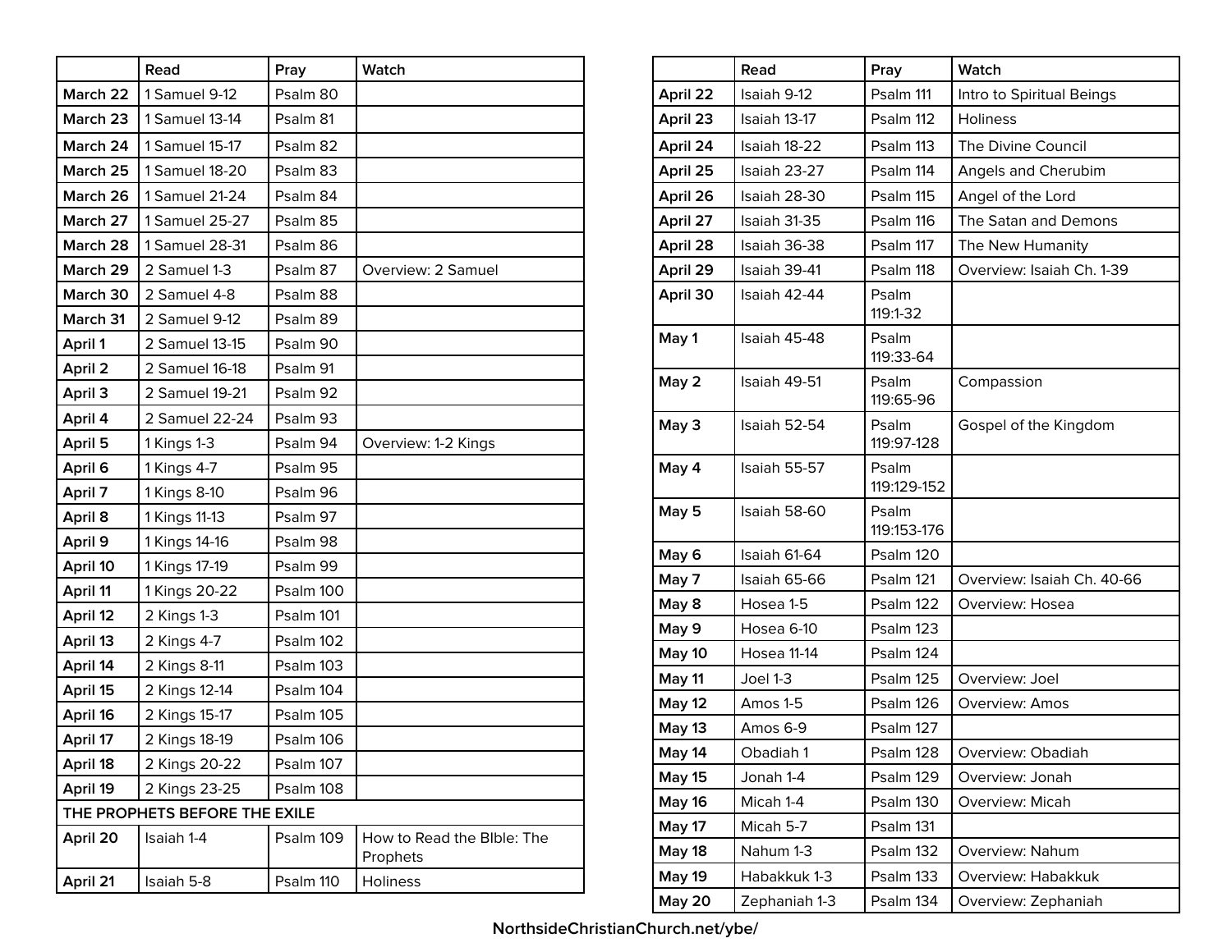| | Read | Pray | Watch |
|---|---|---|---|
| **March 22** | 1 Samuel 9-12 | Psalm 80 | |
| **March 23** | 1 Samuel 13-14 | Psalm 81 | |
| **March 24** | 1 Samuel 15-17 | Psalm 82 | |
| **March 25** | 1 Samuel 18-20 | Psalm 83 | |
| **March 26** | 1 Samuel 21-24 | Psalm 84 | |
| **March 27** | 1 Samuel 25-27 | Psalm 85 | |
| **March 28** | 1 Samuel 28-31 | Psalm 86 | |
| **March 29** | 2 Samuel 1-3 | Psalm 87 | Overview: 2 Samuel |
| **March 30** | 2 Samuel 4-8 | Psalm 88 | |
| **March 31** | 2 Samuel 9-12 | Psalm 89 | |
| **April 1** | 2 Samuel 13-15 | Psalm 90 | |
| **April 2** | 2 Samuel 16-18 | Psalm 91 | |
| **April 3** | 2 Samuel 19-21 | Psalm 92 | |
| **April 4** | 2 Samuel 22-24 | Psalm 93 | |
| **April 5** | 1 Kings 1-3 | Psalm 94 | Overview: 1-2 Kings |
| **April 6** | 1 Kings 4-7 | Psalm 95 | |
| **April 7** | 1 Kings 8-10 | Psalm 96 | |
| **April 8** | 1 Kings 11-13 | Psalm 97 | |
| **April 9** | 1 Kings 14-16 | Psalm 98 | |
| **April 10** | 1 Kings 17-19 | Psalm 99 | |
| **April 11** | 1 Kings 20-22 | Psalm 100 | |
| **April 12** | 2 Kings 1-3 | Psalm 101 | |
| **April 13** | 2 Kings 4-7 | Psalm 102 | |
| **April 14** | 2 Kings 8-11 | Psalm 103 | |
| **April 15** | 2 Kings 12-14 | Psalm 104 | |
| **April 16** | 2 Kings 15-17 | Psalm 105 | |
| **April 17** | 2 Kings 18-19 | Psalm 106 | |
| **April 18** | 2 Kings 20-22 | Psalm 107 | |
| **April 19** | 2 Kings 23-25 | Psalm 108 | |
| **THE PROPHETS BEFORE THE EXILE** | | | |
| **April 20** | Isaiah 1-4 | Psalm 109 | How to Read the BIble: The Prophets |
| **April 21** | Isaiah 5-8 | Psalm 110 | Holiness |

| | Read | Pray | Watch |
|---|---|---|---|
| **April 22** | Isaiah 9-12 | Psalm 111 | Intro to Spiritual Beings |
| **April 23** | Isaiah 13-17 | Psalm 112 | Holiness |
| **April 24** | Isaiah 18-22 | Psalm 113 | The Divine Council |
| **April 25** | Isaiah 23-27 | Psalm 114 | Angels and Cherubim |
| **April 26** | Isaiah 28-30 | Psalm 115 | Angel of the Lord |
| **April 27** | Isaiah 31-35 | Psalm 116 | The Satan and Demons |
| **April 28** | Isaiah 36-38 | Psalm 117 | The New Humanity |
| **April 29** | Isaiah 39-41 | Psalm 118 | Overview: Isaiah Ch. 1-39 |
| **April 30** | Isaiah 42-44 | Psalm 119:1-32 | |
| **May 1** | Isaiah 45-48 | Psalm 119:33-64 | |
| **May 2** | Isaiah 49-51 | Psalm 119:65-96 | Compassion |
| **May 3** | Isaiah 52-54 | Psalm 119:97-128 | Gospel of the Kingdom |
| **May 4** | Isaiah 55-57 | Psalm 119:129-152 | |
| **May 5** | Isaiah 58-60 | Psalm 119:153-176 | |
| **May 6** | Isaiah 61-64 | Psalm 120 | |
| **May 7** | Isaiah 65-66 | Psalm 121 | Overview: Isaiah Ch. 40-66 |
| **May 8** | Hosea 1-5 | Psalm 122 | Overview: Hosea |
| **May 9** | Hosea 6-10 | Psalm 123 | |
| **May 10** | Hosea 11-14 | Psalm 124 | |
| **May 11** | Joel 1-3 | Psalm 125 | Overview: Joel |
| **May 12** | Amos 1-5 | Psalm 126 | Overview: Amos |
| **May 13** | Amos 6-9 | Psalm 127 | |
| **May 14** | Obadiah 1 | Psalm 128 | Overview: Obadiah |
| **May 15** | Jonah 1-4 | Psalm 129 | Overview: Jonah |
| **May 16** | Micah 1-4 | Psalm 130 | Overview: Micah |
| **May 17** | Micah 5-7 | Psalm 131 | |
| **May 18** | Nahum 1-3 | Psalm 132 | Overview: Nahum |
| **May 19** | Habakkuk 1-3 | Psalm 133 | Overview: Habakkuk |
| **May 20** | Zephaniah 1-3 | Psalm 134 | Overview: Zephaniah |

NorthsideChristianChurch.net/ybe/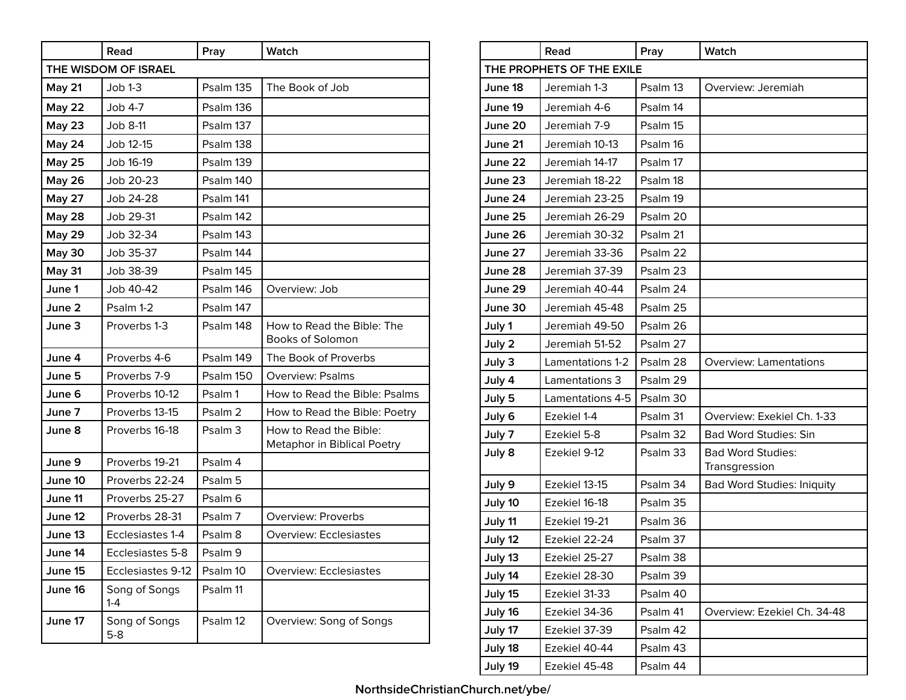| | Read | Pray | Watch |
|---|---|---|---|
| **THE WISDOM OF ISRAEL** | | | |
| **May 21** | Job 1-3 | Psalm 135 | The Book of Job |
| **May 22** | Job 4-7 | Psalm 136 | |
| **May 23** | Job 8-11 | Psalm 137 | |
| **May 24** | Job 12-15 | Psalm 138 | |
| **May 25** | Job 16-19 | Psalm 139 | |
| **May 26** | Job 20-23 | Psalm 140 | |
| **May 27** | Job 24-28 | Psalm 141 | |
| **May 28** | Job 29-31 | Psalm 142 | |
| **May 29** | Job 32-34 | Psalm 143 | |
| **May 30** | Job 35-37 | Psalm 144 | |
| **May 31** | Job 38-39 | Psalm 145 | |
| **June 1** | Job 40-42 | Psalm 146 | Overview: Job |
| **June 2** | Psalm 1-2 | Psalm 147 | |
| **June 3** | Proverbs 1-3 | Psalm 148 | How to Read the Bible: The Books of Solomon |
| **June 4** | Proverbs 4-6 | Psalm 149 | The Book of Proverbs |
| **June 5** | Proverbs 7-9 | Psalm 150 | Overview: Psalms |
| **June 6** | Proverbs 10-12 | Psalm 1 | How to Read the Bible: Psalms |
| **June 7** | Proverbs 13-15 | Psalm 2 | How to Read the Bible: Poetry |
| **June 8** | Proverbs 16-18 | Psalm 3 | How to Read the Bible: Metaphor in Biblical Poetry |
| **June 9** | Proverbs 19-21 | Psalm 4 | |
| **June 10** | Proverbs 22-24 | Psalm 5 | |
| **June 11** | Proverbs 25-27 | Psalm 6 | |
| **June 12** | Proverbs 28-31 | Psalm 7 | Overview: Proverbs |
| **June 13** | Ecclesiastes 1-4 | Psalm 8 | Overview: Ecclesiastes |
| **June 14** | Ecclesiastes 5-8 | Psalm 9 | |
| **June 15** | Ecclesiastes 9-12 | Psalm 10 | Overview: Ecclesiastes |
| **June 16** | Song of Songs 1-4 | Psalm 11 | |
| **June 17** | Song of Songs 5-8 | Psalm 12 | Overview: Song of Songs |

| | Read | Pray | Watch |
|---|---|---|---|
| **THE PROPHETS OF THE EXILE** | | | |
| **June 18** | Jeremiah 1-3 | Psalm 13 | Overview: Jeremiah |
| **June 19** | Jeremiah 4-6 | Psalm 14 | |
| **June 20** | Jeremiah 7-9 | Psalm 15 | |
| **June 21** | Jeremiah 10-13 | Psalm 16 | |
| **June 22** | Jeremiah 14-17 | Psalm 17 | |
| **June 23** | Jeremiah 18-22 | Psalm 18 | |
| **June 24** | Jeremiah 23-25 | Psalm 19 | |
| **June 25** | Jeremiah 26-29 | Psalm 20 | |
| **June 26** | Jeremiah 30-32 | Psalm 21 | |
| **June 27** | Jeremiah 33-36 | Psalm 22 | |
| **June 28** | Jeremiah 37-39 | Psalm 23 | |
| **June 29** | Jeremiah 40-44 | Psalm 24 | |
| **June 30** | Jeremiah 45-48 | Psalm 25 | |
| **July 1** | Jeremiah 49-50 | Psalm 26 | |
| **July 2** | Jeremiah 51-52 | Psalm 27 | |
| **July 3** | Lamentations 1-2 | Psalm 28 | Overview: Lamentations |
| **July 4** | Lamentations 3 | Psalm 29 | |
| **July 5** | Lamentations 4-5 | Psalm 30 | |
| **July 6** | Ezekiel 1-4 | Psalm 31 | Overview: Exekiel Ch. 1-33 |
| **July 7** | Ezekiel 5-8 | Psalm 32 | Bad Word Studies: Sin |
| **July 8** | Ezekiel 9-12 | Psalm 33 | Bad Word Studies: Transgression |
| **July 9** | Ezekiel 13-15 | Psalm 34 | Bad Word Studies: Iniquity |
| **July 10** | Ezekiel 16-18 | Psalm 35 | |
| **July 11** | Ezekiel 19-21 | Psalm 36 | |
| **July 12** | Ezekiel 22-24 | Psalm 37 | |
| **July 13** | Ezekiel 25-27 | Psalm 38 | |
| **July 14** | Ezekiel 28-30 | Psalm 39 | |
| **July 15** | Ezekiel 31-33 | Psalm 40 | |
| **July 16** | Ezekiel 34-36 | Psalm 41 | Overview: Ezekiel Ch. 34-48 |
| **July 17** | Ezekiel 37-39 | Psalm 42 | |
| **July 18** | Ezekiel 40-44 | Psalm 43 | |
| **July 19** | Ezekiel 45-48 | Psalm 44 | |

NorthsideChristianChurch.net/ybe/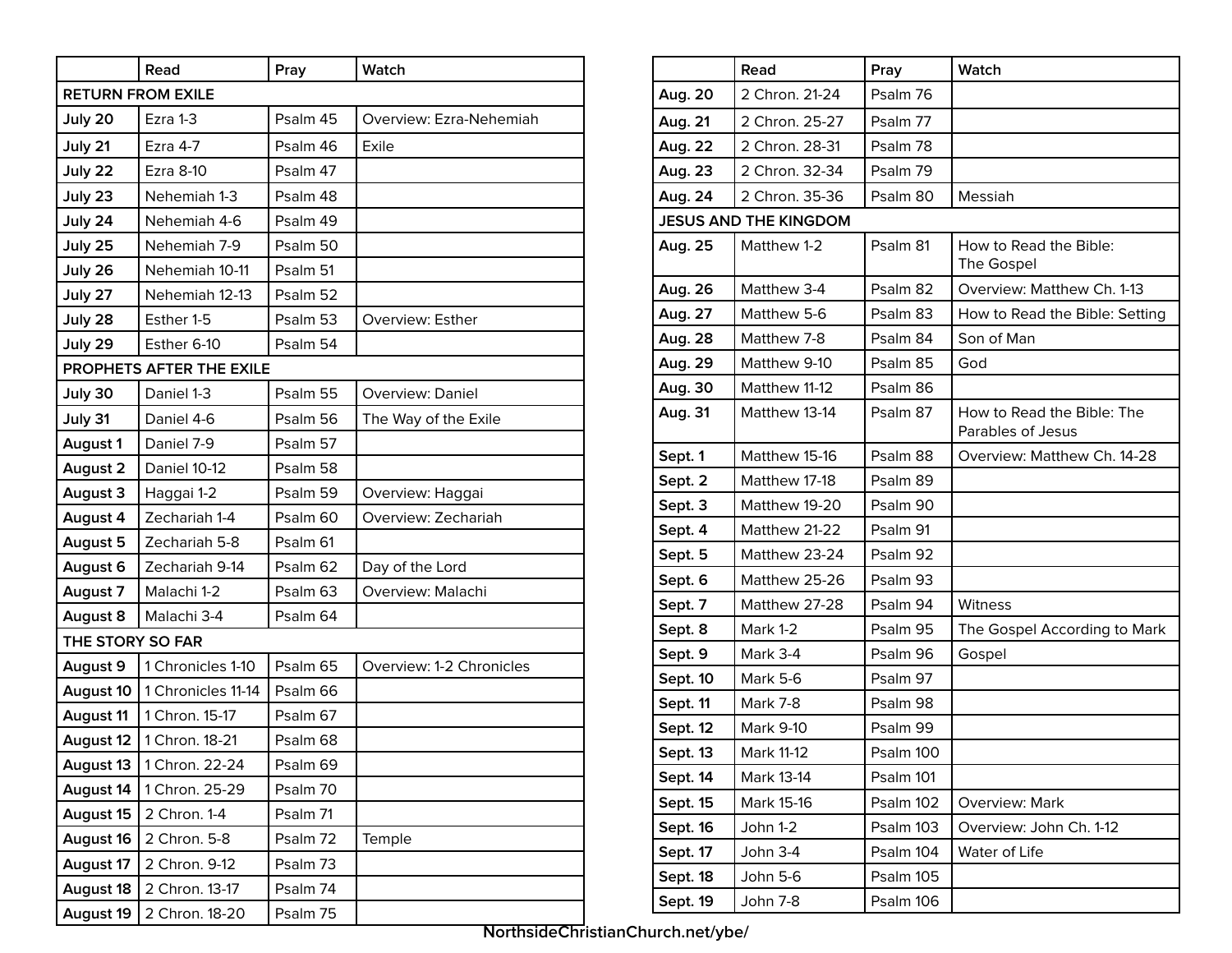| | Read | Pray | Watch |
|---|---|---|---|
| **RETURN FROM EXILE** | | | |
| **July 20** | Ezra 1-3 | Psalm 45 | Overview: Ezra-Nehemiah |
| **July 21** | Ezra 4-7 | Psalm 46 | Exile |
| **July 22** | Ezra 8-10 | Psalm 47 | |
| **July 23** | Nehemiah 1-3 | Psalm 48 | |
| **July 24** | Nehemiah 4-6 | Psalm 49 | |
| **July 25** | Nehemiah 7-9 | Psalm 50 | |
| **July 26** | Nehemiah 10-11 | Psalm 51 | |
| **July 27** | Nehemiah 12-13 | Psalm 52 | |
| **July 28** | Esther 1-5 | Psalm 53 | Overview: Esther |
| **July 29** | Esther 6-10 | Psalm 54 | |
| **PROPHETS AFTER THE EXILE** | | | |
| **July 30** | Daniel 1-3 | Psalm 55 | Overview: Daniel |
| **July 31** | Daniel 4-6 | Psalm 56 | The Way of the Exile |
| **August 1** | Daniel 7-9 | Psalm 57 | |
| **August 2** | Daniel 10-12 | Psalm 58 | |
| **August 3** | Haggai 1-2 | Psalm 59 | Overview: Haggai |
| **August 4** | Zechariah 1-4 | Psalm 60 | Overview: Zechariah |
| **August 5** | Zechariah 5-8 | Psalm 61 | |
| **August 6** | Zechariah 9-14 | Psalm 62 | Day of the Lord |
| **August 7** | Malachi 1-2 | Psalm 63 | Overview: Malachi |
| **August 8** | Malachi 3-4 | Psalm 64 | |
| **THE STORY SO FAR** | | | |
| **August 9** | 1 Chronicles 1-10 | Psalm 65 | Overview: 1-2 Chronicles |
| **August 10** | 1 Chronicles 11-14 | Psalm 66 | |
| **August 11** | 1 Chron. 15-17 | Psalm 67 | |
| **August 12** | 1 Chron. 18-21 | Psalm 68 | |
| **August 13** | 1 Chron. 22-24 | Psalm 69 | |
| **August 14** | 1 Chron. 25-29 | Psalm 70 | |
| **August 15** | 2 Chron. 1-4 | Psalm 71 | |
| **August 16** | 2 Chron. 5-8 | Psalm 72 | Temple |
| **August 17** | 2 Chron. 9-12 | Psalm 73 | |
| **August 18** | 2 Chron. 13-17 | Psalm 74 | |
| **August 19** | 2 Chron. 18-20 | Psalm 75 | |

| | Read | Pray | Watch |
|---|---|---|---|
| **Aug. 20** | 2 Chron. 21-24 | Psalm 76 | |
| **Aug. 21** | 2 Chron. 25-27 | Psalm 77 | |
| **Aug. 22** | 2 Chron. 28-31 | Psalm 78 | |
| **Aug. 23** | 2 Chron. 32-34 | Psalm 79 | |
| **Aug. 24** | 2 Chron. 35-36 | Psalm 80 | Messiah |
| **JESUS AND THE KINGDOM** | | | |
| **Aug. 25** | Matthew 1-2 | Psalm 81 | How to Read the Bible: The Gospel |
| **Aug. 26** | Matthew 3-4 | Psalm 82 | Overview: Matthew Ch. 1-13 |
| **Aug. 27** | Matthew 5-6 | Psalm 83 | How to Read the Bible: Setting |
| **Aug. 28** | Matthew 7-8 | Psalm 84 | Son of Man |
| **Aug. 29** | Matthew 9-10 | Psalm 85 | God |
| **Aug. 30** | Matthew 11-12 | Psalm 86 | |
| **Aug. 31** | Matthew 13-14 | Psalm 87 | How to Read the Bible: The Parables of Jesus |
| **Sept. 1** | Matthew 15-16 | Psalm 88 | Overview: Matthew Ch. 14-28 |
| **Sept. 2** | Matthew 17-18 | Psalm 89 | |
| **Sept. 3** | Matthew 19-20 | Psalm 90 | |
| **Sept. 4** | Matthew 21-22 | Psalm 91 | |
| **Sept. 5** | Matthew 23-24 | Psalm 92 | |
| **Sept. 6** | Matthew 25-26 | Psalm 93 | |
| **Sept. 7** | Matthew 27-28 | Psalm 94 | Witness |
| **Sept. 8** | Mark 1-2 | Psalm 95 | The Gospel According to Mark |
| **Sept. 9** | Mark 3-4 | Psalm 96 | Gospel |
| **Sept. 10** | Mark 5-6 | Psalm 97 | |
| **Sept. 11** | Mark 7-8 | Psalm 98 | |
| **Sept. 12** | Mark 9-10 | Psalm 99 | |
| **Sept. 13** | Mark 11-12 | Psalm 100 | |
| **Sept. 14** | Mark 13-14 | Psalm 101 | |
| **Sept. 15** | Mark 15-16 | Psalm 102 | Overview: Mark |
| **Sept. 16** | John 1-2 | Psalm 103 | Overview: John Ch. 1-12 |
| **Sept. 17** | John 3-4 | Psalm 104 | Water of Life |
| **Sept. 18** | John 5-6 | Psalm 105 | |
| **Sept. 19** | John 7-8 | Psalm 106 | |

**NorthsideChristianChurch.net/ybe/**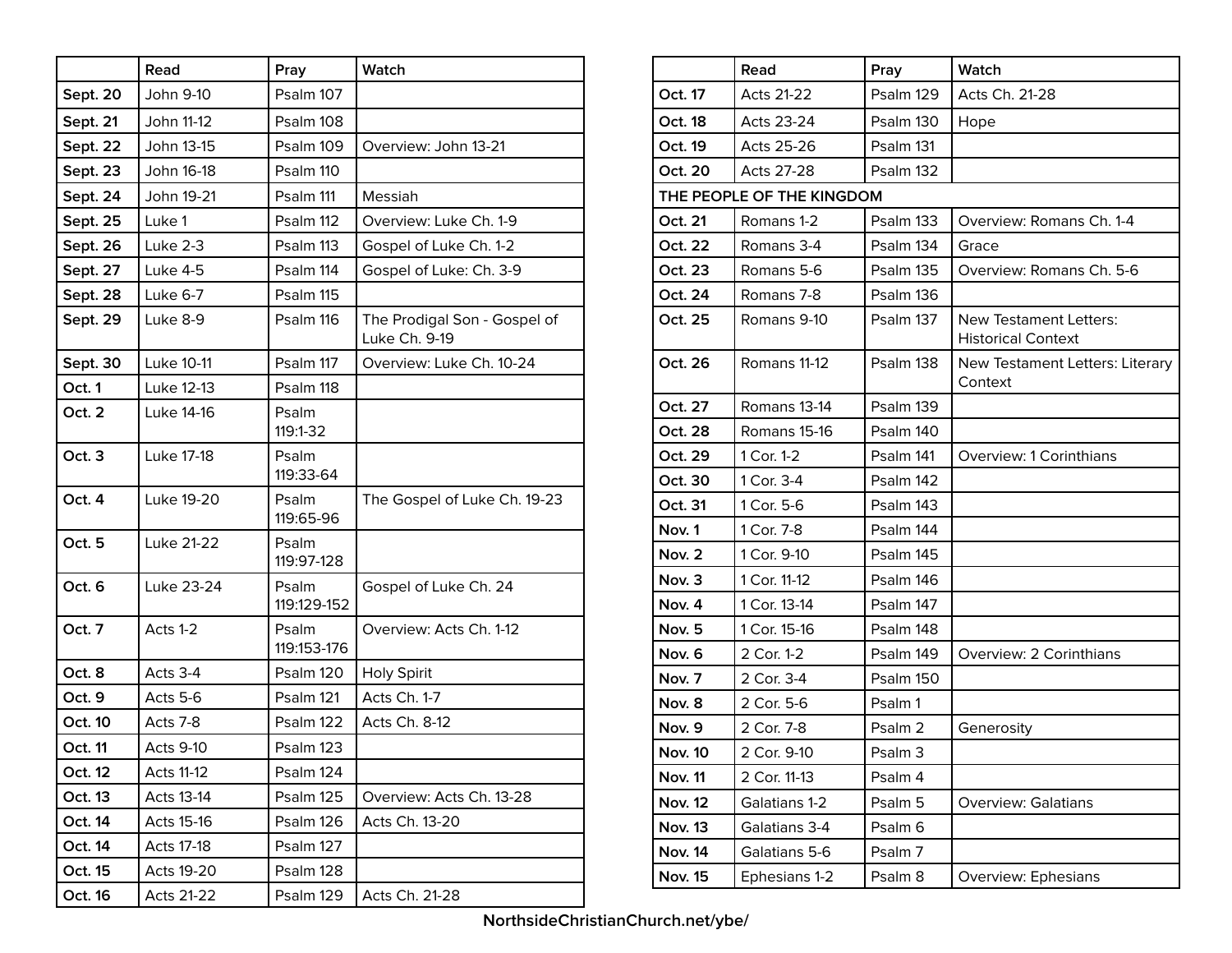| | Read | Pray | Watch |
|---|---|---|---|
| **Sept. 20** | John 9-10 | Psalm 107 | |
| **Sept. 21** | John 11-12 | Psalm 108 | |
| **Sept. 22** | John 13-15 | Psalm 109 | Overview: John 13-21 |
| **Sept. 23** | John 16-18 | Psalm 110 | |
| **Sept. 24** | John 19-21 | Psalm 111 | Messiah |
| **Sept. 25** | Luke 1 | Psalm 112 | Overview: Luke Ch. 1-9 |
| **Sept. 26** | Luke 2-3 | Psalm 113 | Gospel of Luke Ch. 1-2 |
| **Sept. 27** | Luke 4-5 | Psalm 114 | Gospel of Luke: Ch. 3-9 |
| **Sept. 28** | Luke 6-7 | Psalm 115 | |
| **Sept. 29** | Luke 8-9 | Psalm 116 | The Prodigal Son - Gospel of Luke Ch. 9-19 |
| **Sept. 30** | Luke 10-11 | Psalm 117 | Overview: Luke Ch. 10-24 |
| **Oct. 1** | Luke 12-13 | Psalm 118 | |
| **Oct. 2** | Luke 14-16 | Psalm 119:1-32 | |
| **Oct. 3** | Luke 17-18 | Psalm 119:33-64 | |
| **Oct. 4** | Luke 19-20 | Psalm 119:65-96 | The Gospel of Luke Ch. 19-23 |
| **Oct. 5** | Luke 21-22 | Psalm 119:97-128 | |
| **Oct. 6** | Luke 23-24 | Psalm 119:129-152 | Gospel of Luke Ch. 24 |
| **Oct. 7** | Acts 1-2 | Psalm 119:153-176 | Overview: Acts Ch. 1-12 |
| **Oct. 8** | Acts 3-4 | Psalm 120 | Holy Spirit |
| **Oct. 9** | Acts 5-6 | Psalm 121 | Acts Ch. 1-7 |
| **Oct. 10** | Acts 7-8 | Psalm 122 | Acts Ch. 8-12 |
| **Oct. 11** | Acts 9-10 | Psalm 123 | |
| **Oct. 12** | Acts 11-12 | Psalm 124 | |
| **Oct. 13** | Acts 13-14 | Psalm 125 | Overview: Acts Ch. 13-28 |
| **Oct. 14** | Acts 15-16 | Psalm 126 | Acts Ch. 13-20 |
| **Oct. 14** | Acts 17-18 | Psalm 127 | |
| **Oct. 15** | Acts 19-20 | Psalm 128 | |
| **Oct. 16** | Acts 21-22 | Psalm 129 | Acts Ch. 21-28 |

| | Read | Pray | Watch |
|---|---|---|---|
| **Oct. 17** | Acts 21-22 | Psalm 129 | Acts Ch. 21-28 |
| **Oct. 18** | Acts 23-24 | Psalm 130 | Hope |
| **Oct. 19** | Acts 25-26 | Psalm 131 | |
| **Oct. 20** | Acts 27-28 | Psalm 132 | |
| **THE PEOPLE OF THE KINGDOM** | | | |
| **Oct. 21** | Romans 1-2 | Psalm 133 | Overview: Romans Ch. 1-4 |
| **Oct. 22** | Romans 3-4 | Psalm 134 | Grace |
| **Oct. 23** | Romans 5-6 | Psalm 135 | Overview: Romans Ch. 5-6 |
| **Oct. 24** | Romans 7-8 | Psalm 136 | |
| **Oct. 25** | Romans 9-10 | Psalm 137 | New Testament Letters: Historical Context |
| **Oct. 26** | Romans 11-12 | Psalm 138 | New Testament Letters: Literary Context |
| **Oct. 27** | Romans 13-14 | Psalm 139 | |
| **Oct. 28** | Romans 15-16 | Psalm 140 | |
| **Oct. 29** | 1 Cor. 1-2 | Psalm 141 | Overview: 1 Corinthians |
| **Oct. 30** | 1 Cor. 3-4 | Psalm 142 | |
| **Oct. 31** | 1 Cor. 5-6 | Psalm 143 | |
| **Nov. 1** | 1 Cor. 7-8 | Psalm 144 | |
| **Nov. 2** | 1 Cor. 9-10 | Psalm 145 | |
| **Nov. 3** | 1 Cor. 11-12 | Psalm 146 | |
| **Nov. 4** | 1 Cor. 13-14 | Psalm 147 | |
| **Nov. 5** | 1 Cor. 15-16 | Psalm 148 | |
| **Nov. 6** | 2 Cor. 1-2 | Psalm 149 | Overview: 2 Corinthians |
| **Nov. 7** | 2 Cor. 3-4 | Psalm 150 | |
| **Nov. 8** | 2 Cor. 5-6 | Psalm 1 | |
| **Nov. 9** | 2 Cor. 7-8 | Psalm 2 | Generosity |
| **Nov. 10** | 2 Cor. 9-10 | Psalm 3 | |
| **Nov. 11** | 2 Cor. 11-13 | Psalm 4 | |
| **Nov. 12** | Galatians 1-2 | Psalm 5 | Overview: Galatians |
| **Nov. 13** | Galatians 3-4 | Psalm 6 | |
| **Nov. 14** | Galatians 5-6 | Psalm 7 | |
| **Nov. 15** | Ephesians 1-2 | Psalm 8 | Overview: Ephesians |

NorthsideChristianChurch.net/ybe/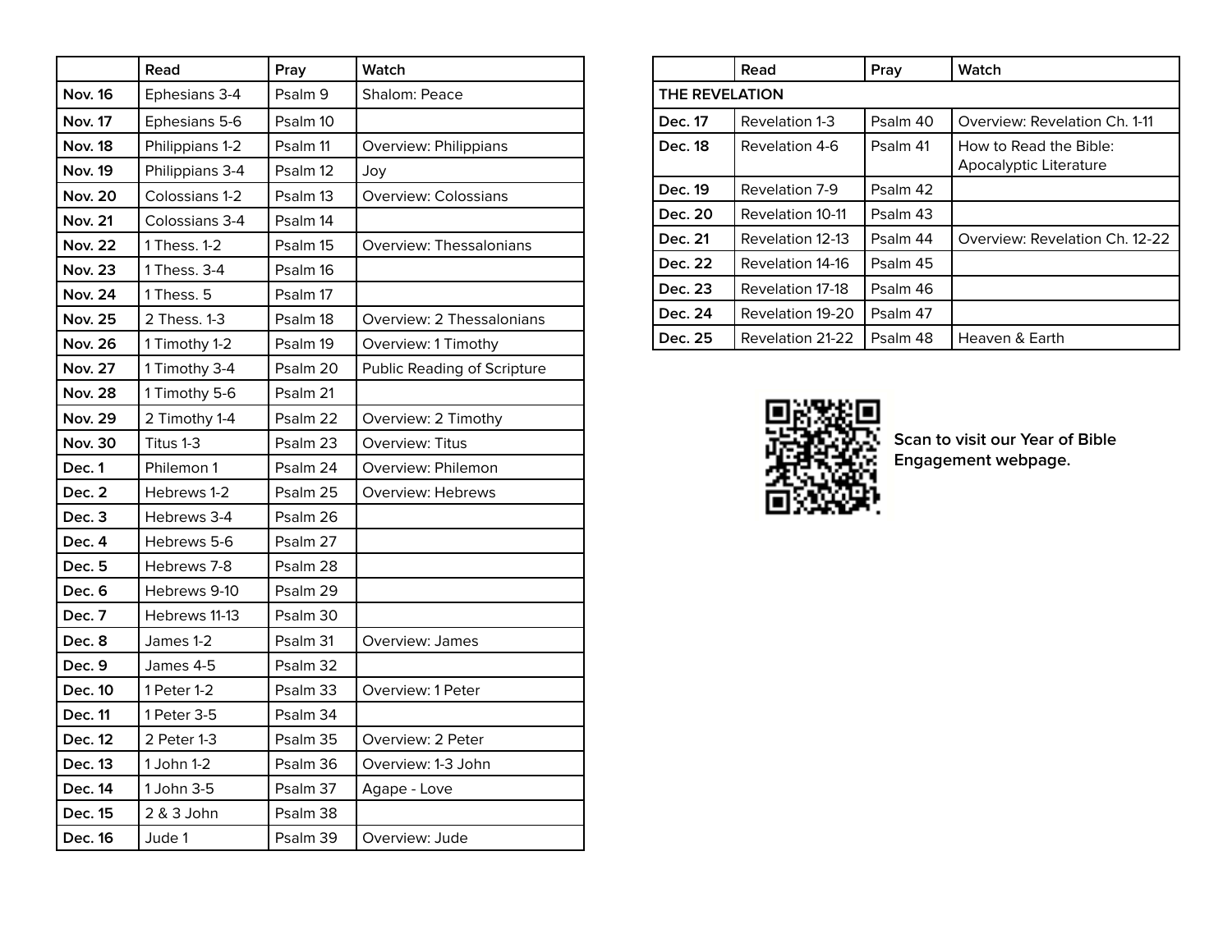| | Read | Pray | Watch |
|---|---|---|---|
| **Nov. 16** | Ephesians 3-4 | Psalm 9 | Shalom: Peace |
| **Nov. 17** | Ephesians 5-6 | Psalm 10 | |
| **Nov. 18** | Philippians 1-2 | Psalm 11 | Overview: Philippians |
| **Nov. 19** | Philippians 3-4 | Psalm 12 | Joy |
| **Nov. 20** | Colossians 1-2 | Psalm 13 | Overview: Colossians |
| **Nov. 21** | Colossians 3-4 | Psalm 14 | |
| **Nov. 22** | 1 Thess. 1-2 | Psalm 15 | Overview: Thessalonians |
| **Nov. 23** | 1 Thess. 3-4 | Psalm 16 | |
| **Nov. 24** | 1 Thess. 5 | Psalm 17 | |
| **Nov. 25** | 2 Thess. 1-3 | Psalm 18 | Overview: 2 Thessalonians |
| **Nov. 26** | 1 Timothy 1-2 | Psalm 19 | Overview: 1 Timothy |
| **Nov. 27** | 1 Timothy 3-4 | Psalm 20 | Public Reading of Scripture |
| **Nov. 28** | 1 Timothy 5-6 | Psalm 21 | |
| **Nov. 29** | 2 Timothy 1-4 | Psalm 22 | Overview: 2 Timothy |
| **Nov. 30** | Titus 1-3 | Psalm 23 | Overview: Titus |
| **Dec. 1** | Philemon 1 | Psalm 24 | Overview: Philemon |
| **Dec. 2** | Hebrews 1-2 | Psalm 25 | Overview: Hebrews |
| **Dec. 3** | Hebrews 3-4 | Psalm 26 | |
| **Dec. 4** | Hebrews 5-6 | Psalm 27 | |
| **Dec. 5** | Hebrews 7-8 | Psalm 28 | |
| **Dec. 6** | Hebrews 9-10 | Psalm 29 | |
| **Dec. 7** | Hebrews 11-13 | Psalm 30 | |
| **Dec. 8** | James 1-2 | Psalm 31 | Overview: James |
| **Dec. 9** | James 4-5 | Psalm 32 | |
| **Dec. 10** | 1 Peter 1-2 | Psalm 33 | Overview: 1 Peter |
| **Dec. 11** | 1 Peter 3-5 | Psalm 34 | |
| **Dec. 12** | 2 Peter 1-3 | Psalm 35 | Overview: 2 Peter |
| **Dec. 13** | 1 John 1-2 | Psalm 36 | Overview: 1-3 John |
| **Dec. 14** | 1 John 3-5 | Psalm 37 | Agape - Love |
| **Dec. 15** | 2 & 3 John | Psalm 38 | |
| **Dec. 16** | Jude 1 | Psalm 39 | Overview: Jude |

| | Read | Pray | Watch |
|---|---|---|---|
| **THE REVELATION** | | | |
| **Dec. 17** | Revelation 1-3 | Psalm 40 | Overview: Revelation Ch. 1-11 |
| **Dec. 18** | Revelation 4-6 | Psalm 41 | How to Read the Bible: Apocalyptic Literature |
| **Dec. 19** | Revelation 7-9 | Psalm 42 | |
| **Dec. 20** | Revelation 10-11 | Psalm 43 | |
| **Dec. 21** | Revelation 12-13 | Psalm 44 | Overview: Revelation Ch. 12-22 |
| **Dec. 22** | Revelation 14-16 | Psalm 45 | |
| **Dec. 23** | Revelation 17-18 | Psalm 46 | |
| **Dec. 24** | Revelation 19-20 | Psalm 47 | |
| **Dec. 25** | Revelation 21-22 | Psalm 48 | Heaven & Earth |

**Scan to visit our Year of Bible Engagement webpage.**